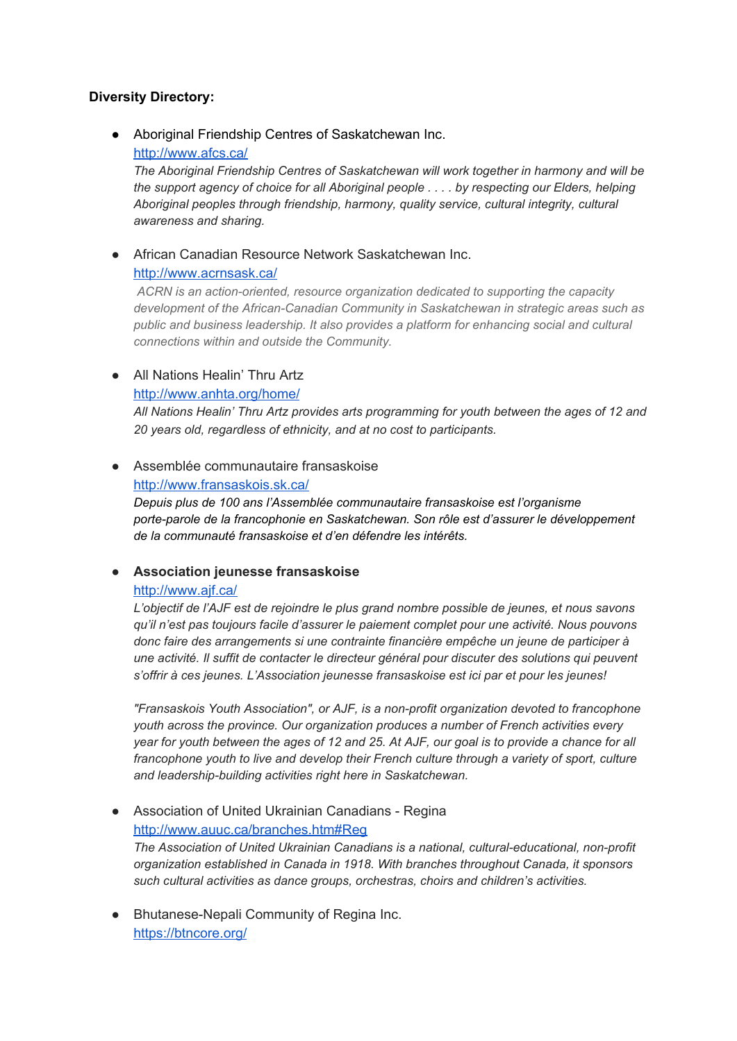**Diversity Directory:**

- Aboriginal Friendship Centres of Saskatchewan Inc.
  [http://www.afcs.ca/](http://www.afcs.ca/)
  *The Aboriginal Friendship Centres of Saskatchewan will work together in harmony and will be the support agency of choice for all Aboriginal people . . . . by respecting our Elders, helping Aboriginal peoples through friendship, harmony, quality service, cultural integrity, cultural awareness and sharing.*

- African Canadian Resource Network Saskatchewan Inc.
  [http://www.acrnsask.ca/](http://www.acrnsask.ca/)
  *ACRN is an action-oriented, resource organization dedicated to supporting the capacity development of the African-Canadian Community in Saskatchewan in strategic areas such as public and business leadership. It also provides a platform for enhancing social and cultural connections within and outside the Community.*

- All Nations Healin' Thru Artz
  [http://www.anhta.org/home/](http://www.anhta.org/home/)
  *All Nations Healin' Thru Artz provides arts programming for youth between the ages of 12 and 20 years old, regardless of ethnicity, and at no cost to participants.*

- Assemblée communautaire fransaskoise
  [http://www.fransaskois.sk.ca/](http://www.fransaskois.sk.ca/)
  *Depuis plus de 100 ans l'Assemblée communautaire fransaskoise est l'organisme porte-parole de la francophonie en Saskatchewan. Son rôle est d'assurer le développement de la communauté fransaskoise et d'en défendre les intérêts.*

- **Association jeunesse fransaskoise**
  [http://www.ajf.ca/](http://www.ajf.ca/)
  *L'objectif de l'AJF est de rejoindre le plus grand nombre possible de jeunes, et nous savons qu'il n'est pas toujours facile d'assurer le paiement complet pour une activité. Nous pouvons donc faire des arrangements si une contrainte financière empêche un jeune de participer à une activité. Il suffit de contacter le directeur général pour discuter des solutions qui peuvent s'offrir à ces jeunes. L'Association jeunesse fransaskoise est ici par et pour les jeunes!*

  *"Fransaskois Youth Association", or AJF, is a non-profit organization devoted to francophone youth across the province. Our organization produces a number of French activities every year for youth between the ages of 12 and 25. At AJF, our goal is to provide a chance for all francophone youth to live and develop their French culture through a variety of sport, culture and leadership-building activities right here in Saskatchewan.*

- Association of United Ukrainian Canadians - Regina
  [http://www.auuc.ca/branches.htm#Reg](http://www.auuc.ca/branches.htm#Reg)
  *The Association of United Ukrainian Canadians is a national, cultural-educational, non-profit organization established in Canada in 1918. With branches throughout Canada, it sponsors such cultural activities as dance groups, orchestras, choirs and children's activities.*

- Bhutanese-Nepali Community of Regina Inc.
  [https://btncore.org/](https://btncore.org/)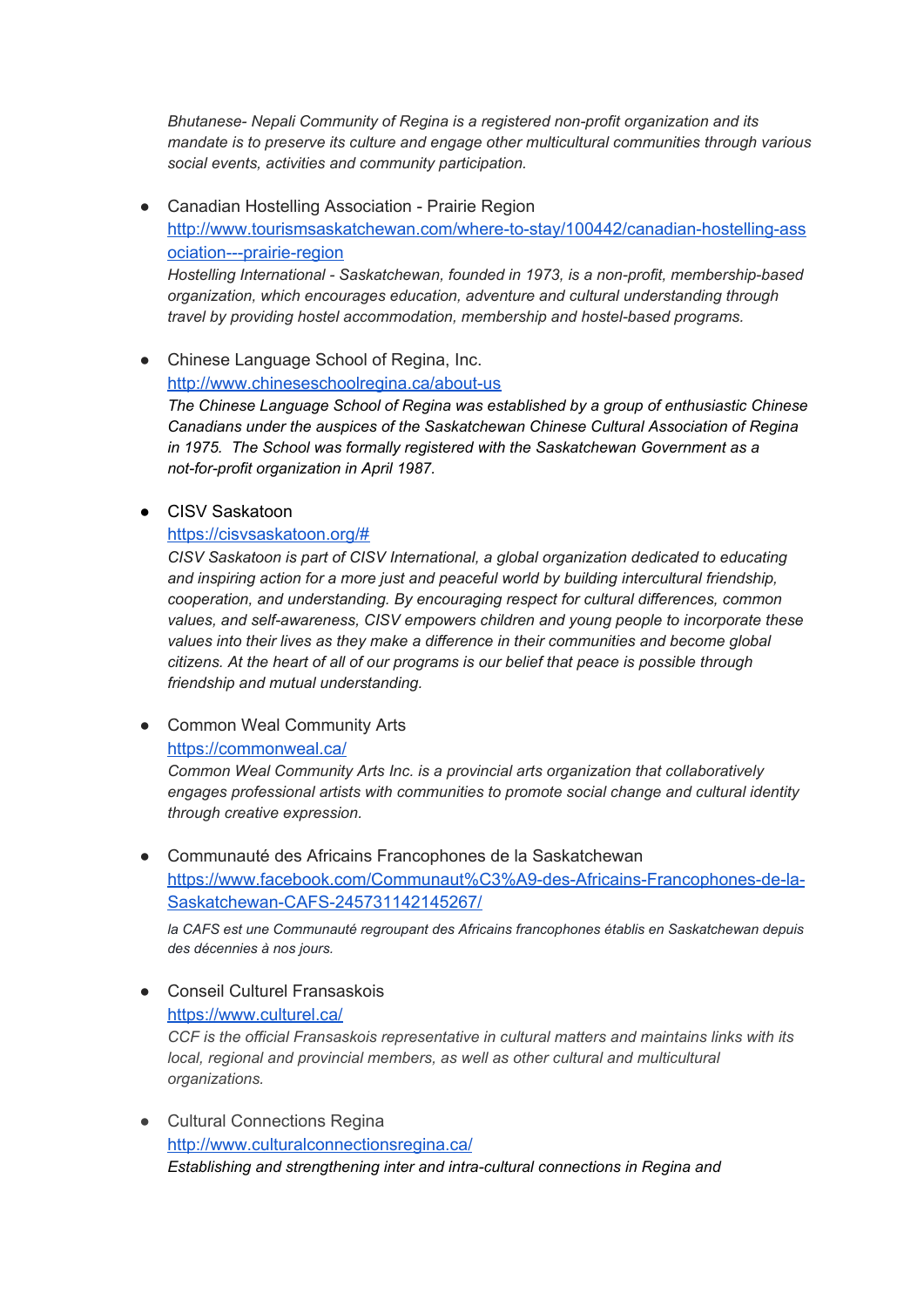*Bhutanese- Nepali Community of Regina is a registered non-profit organization and its mandate is to preserve its culture and engage other multicultural communities through various social events, activities and community participation.*

- Canadian Hostelling Association - Prairie Region
  http://www.tourismsaskatchewan.com/where-to-stay/100442/canadian-hostelling-association---prairie-region
  *Hostelling International - Saskatchewan, founded in 1973, is a non-profit, membership-based organization, which encourages education, adventure and cultural understanding through travel by providing hostel accommodation, membership and hostel-based programs.*

- Chinese Language School of Regina, Inc.
  http://www.chineseschoolregina.ca/about-us
  *The Chinese Language School of Regina was established by a group of enthusiastic Chinese Canadians under the auspices of the Saskatchewan Chinese Cultural Association of Regina in 1975.  The School was formally registered with the Saskatchewan Government as a not-for-profit organization in April 1987.*

- CISV Saskatoon
  https://cisvsaskatoon.org/#
  *CISV Saskatoon is part of CISV International, a global organization dedicated to educating and inspiring action for a more just and peaceful world by building intercultural friendship, cooperation, and understanding. By encouraging respect for cultural differences, common values, and self-awareness, CISV empowers children and young people to incorporate these values into their lives as they make a difference in their communities and become global citizens. At the heart of all of our programs is our belief that peace is possible through friendship and mutual understanding.*

- Common Weal Community Arts
  https://commonweal.ca/
  *Common Weal Community Arts Inc. is a provincial arts organization that collaboratively engages professional artists with communities to promote social change and cultural identity through creative expression.*

- Communauté des Africains Francophones de la Saskatchewan
  https://www.facebook.com/Communaut%C3%A9-des-Africains-Francophones-de-la-Saskatchewan-CAFS-245731142145267/
  *la CAFS est une Communauté regroupant des Africains francophones établis en Saskatchewan depuis des décennies à nos jours.*

- Conseil Culturel Fransaskois
  https://www.culturel.ca/
  *CCF is the official Fransaskois representative in cultural matters and maintains links with its local, regional and provincial members, as well as other cultural and multicultural organizations.*

- Cultural Connections Regina
  http://www.culturalconnectionsregina.ca/
  *Establishing and strengthening inter and intra-cultural connections in Regina and*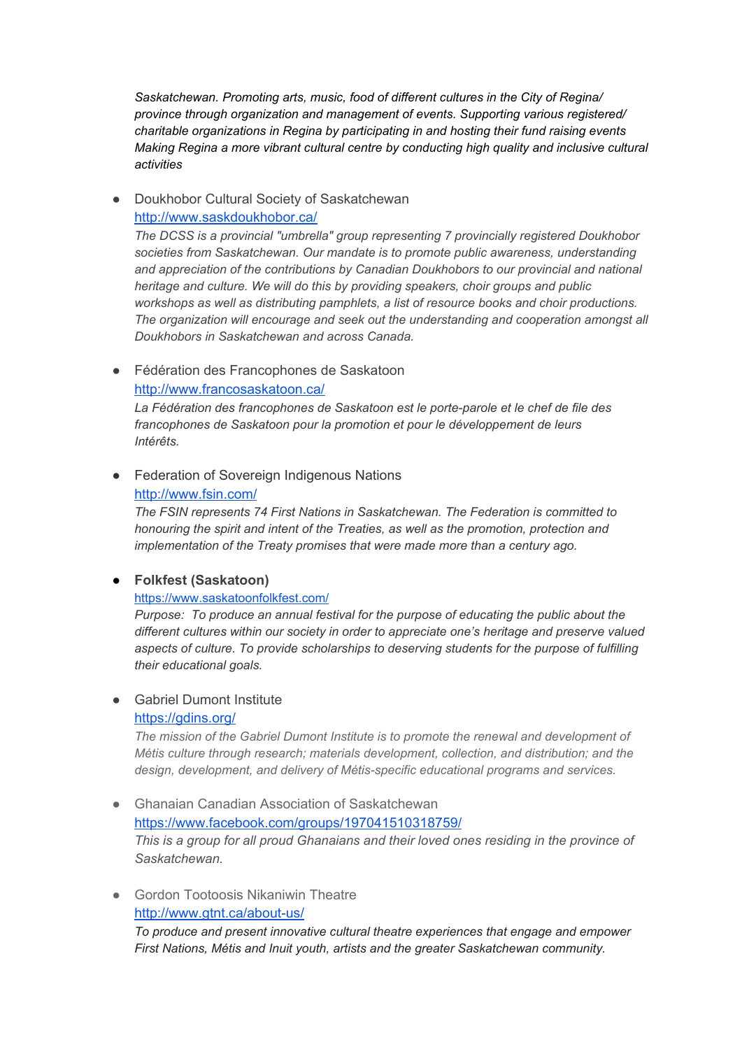*Saskatchewan. Promoting arts, music, food of different cultures in the City of Regina/ province through organization and management of events. Supporting various registered/ charitable organizations in Regina by participating in and hosting their fund raising events Making Regina a more vibrant cultural centre by conducting high quality and inclusive cultural activities*

- Doukhobor Cultural Society of Saskatchewan
  [http://www.saskdoukhobor.ca/](http://www.saskdoukhobor.ca/)
  *The DCSS is a provincial "umbrella" group representing 7 provincially registered Doukhobor societies from Saskatchewan. Our mandate is to promote public awareness, understanding and appreciation of the contributions by Canadian Doukhobors to our provincial and national heritage and culture. We will do this by providing speakers, choir groups and public workshops as well as distributing pamphlets, a list of resource books and choir productions. The organization will encourage and seek out the understanding and cooperation amongst all Doukhobors in Saskatchewan and across Canada.*

- Fédération des Francophones de Saskatoon
  [http://www.francosaskatoon.ca/](http://www.francosaskatoon.ca/)
  *La Fédération des francophones de Saskatoon est le porte-parole et le chef de file des francophones de Saskatoon pour la promotion et pour le développement de leurs Intérêts.*

- Federation of Sovereign Indigenous Nations
  [http://www.fsin.com/](http://www.fsin.com/)
  *The FSIN represents 74 First Nations in Saskatchewan. The Federation is committed to honouring the spirit and intent of the Treaties, as well as the promotion, protection and implementation of the Treaty promises that were made more than a century ago.*

- **Folkfest (Saskatoon)**
  [https://www.saskatoonfolkfest.com/](https://www.saskatoonfolkfest.com/)
  *Purpose: To produce an annual festival for the purpose of educating the public about the different cultures within our society in order to appreciate one's heritage and preserve valued aspects of culture. To provide scholarships to deserving students for the purpose of fulfilling their educational goals.*

- Gabriel Dumont Institute
  [https://gdins.org/](https://gdins.org/)
  *The mission of the Gabriel Dumont Institute is to promote the renewal and development of Métis culture through research; materials development, collection, and distribution; and the design, development, and delivery of Métis-specific educational programs and services.*

- Ghanaian Canadian Association of Saskatchewan
  [https://www.facebook.com/groups/197041510318759/](https://www.facebook.com/groups/197041510318759/)
  *This is a group for all proud Ghanaians and their loved ones residing in the province of Saskatchewan.*

- Gordon Tootoosis Nikaniwin Theatre
  [http://www.gtnt.ca/about-us/](http://www.gtnt.ca/about-us/)
  *To produce and present innovative cultural theatre experiences that engage and empower First Nations, Métis and Inuit youth, artists and the greater Saskatchewan community.*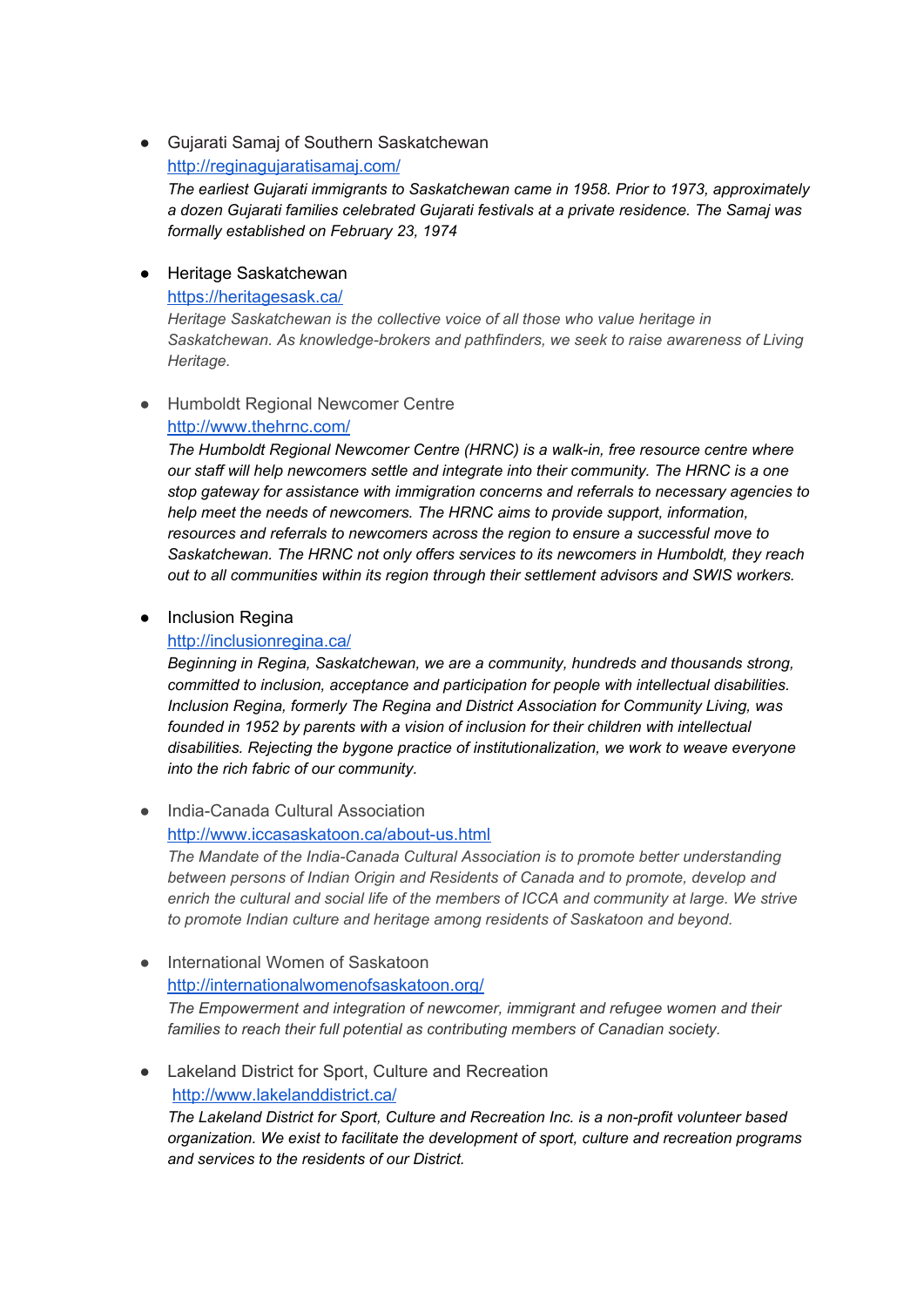- Gujarati Samaj of Southern Saskatchewan
  http://reginagujaratisamaj.com/
  *The earliest Gujarati immigrants to Saskatchewan came in 1958. Prior to 1973, approximately a dozen Gujarati families celebrated Gujarati festivals at a private residence. The Samaj was formally established on February 23, 1974*

- Heritage Saskatchewan
  https://heritagesask.ca/
  *Heritage Saskatchewan is the collective voice of all those who value heritage in Saskatchewan. As knowledge-brokers and pathfinders, we seek to raise awareness of Living Heritage.*

- Humboldt Regional Newcomer Centre
  http://www.thehrnc.com/
  *The Humboldt Regional Newcomer Centre (HRNC) is a walk-in, free resource centre where our staff will help newcomers settle and integrate into their community. The HRNC is a one stop gateway for assistance with immigration concerns and referrals to necessary agencies to help meet the needs of newcomers. The HRNC aims to provide support, information, resources and referrals to newcomers across the region to ensure a successful move to Saskatchewan. The HRNC not only offers services to its newcomers in Humboldt, they reach out to all communities within its region through their settlement advisors and SWIS workers.*

- Inclusion Regina
  http://inclusionregina.ca/
  *Beginning in Regina, Saskatchewan, we are a community, hundreds and thousands strong, committed to inclusion, acceptance and participation for people with intellectual disabilities. Inclusion Regina, formerly The Regina and District Association for Community Living, was founded in 1952 by parents with a vision of inclusion for their children with intellectual disabilities. Rejecting the bygone practice of institutionalization, we work to weave everyone into the rich fabric of our community.*

- India-Canada Cultural Association
  http://www.iccasaskatoon.ca/about-us.html
  *The Mandate of the India-Canada Cultural Association is to promote better understanding between persons of Indian Origin and Residents of Canada and to promote, develop and enrich the cultural and social life of the members of ICCA and community at large. We strive to promote Indian culture and heritage among residents of Saskatoon and beyond.*

- International Women of Saskatoon
  http://internationalwomenofsaskatoon.org/
  *The Empowerment and integration of newcomer, immigrant and refugee women and their families to reach their full potential as contributing members of Canadian society.*

- Lakeland District for Sport, Culture and Recreation
  http://www.lakelanddistrict.ca/
  *The Lakeland District for Sport, Culture and Recreation Inc. is a non-profit volunteer based organization. We exist to facilitate the development of sport, culture and recreation programs and services to the residents of our District.*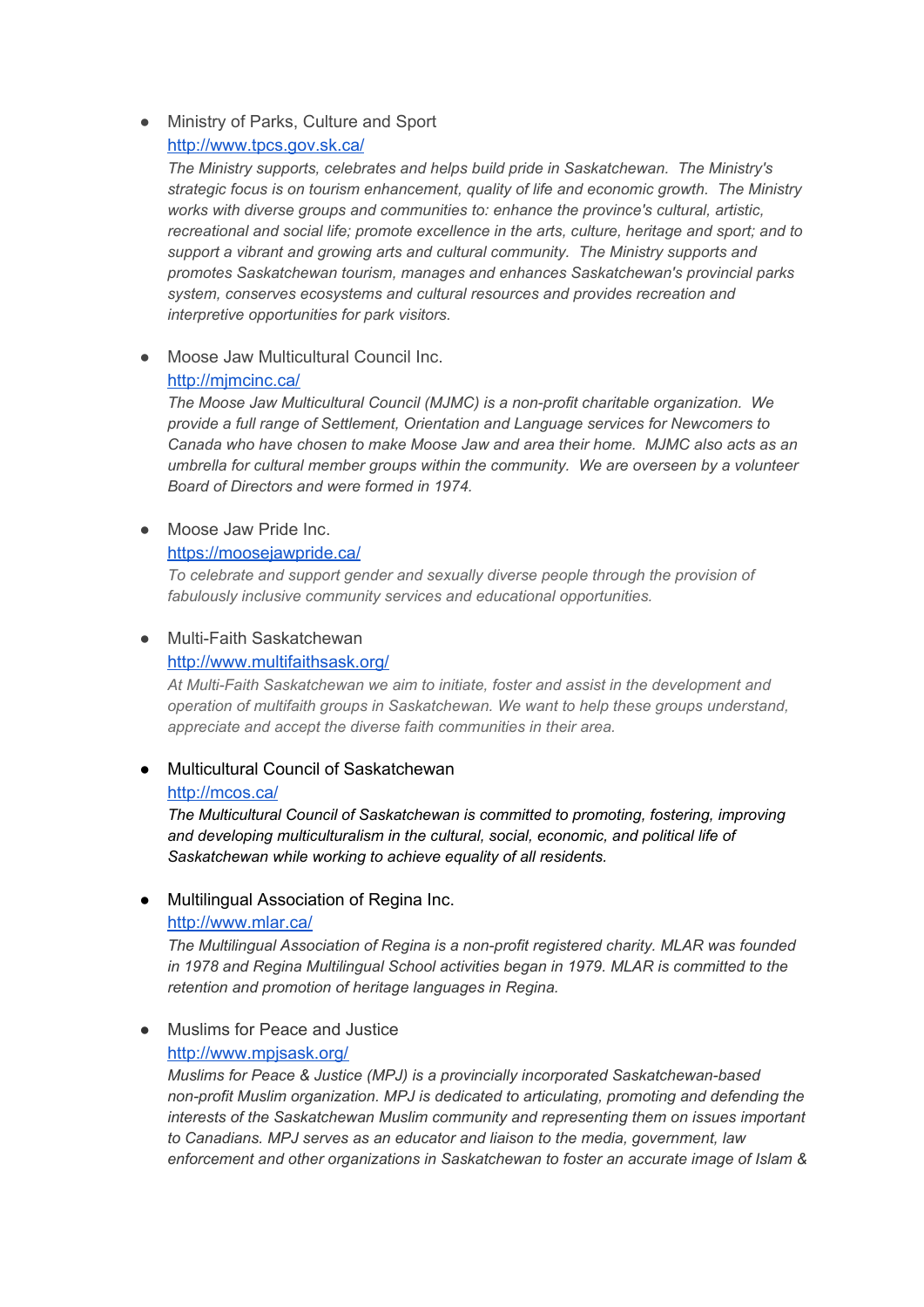- Ministry of Parks, Culture and Sport
  http://www.tpcs.gov.sk.ca/
  *The Ministry supports, celebrates and helps build pride in Saskatchewan. The Ministry's strategic focus is on tourism enhancement, quality of life and economic growth. The Ministry works with diverse groups and communities to: enhance the province's cultural, artistic, recreational and social life; promote excellence in the arts, culture, heritage and sport; and to support a vibrant and growing arts and cultural community. The Ministry supports and promotes Saskatchewan tourism, manages and enhances Saskatchewan's provincial parks system, conserves ecosystems and cultural resources and provides recreation and interpretive opportunities for park visitors.*

- Moose Jaw Multicultural Council Inc.
  http://mjmcinc.ca/
  *The Moose Jaw Multicultural Council (MJMC) is a non-profit charitable organization. We provide a full range of Settlement, Orientation and Language services for Newcomers to Canada who have chosen to make Moose Jaw and area their home. MJMC also acts as an umbrella for cultural member groups within the community. We are overseen by a volunteer Board of Directors and were formed in 1974.*

- Moose Jaw Pride Inc.
  https://moosejawpride.ca/
  *To celebrate and support gender and sexually diverse people through the provision of fabulously inclusive community services and educational opportunities.*

- Multi-Faith Saskatchewan
  http://www.multifaithsask.org/
  *At Multi-Faith Saskatchewan we aim to initiate, foster and assist in the development and operation of multifaith groups in Saskatchewan. We want to help these groups understand, appreciate and accept the diverse faith communities in their area.*

- Multicultural Council of Saskatchewan
  http://mcos.ca/
  *The Multicultural Council of Saskatchewan is committed to promoting, fostering, improving and developing multiculturalism in the cultural, social, economic, and political life of Saskatchewan while working to achieve equality of all residents.*

- Multilingual Association of Regina Inc.
  http://www.mlar.ca/
  *The Multilingual Association of Regina is a non-profit registered charity. MLAR was founded in 1978 and Regina Multilingual School activities began in 1979. MLAR is committed to the retention and promotion of heritage languages in Regina.*

- Muslims for Peace and Justice
  http://www.mpjsask.org/
  *Muslims for Peace & Justice (MPJ) is a provincially incorporated Saskatchewan-based non-profit Muslim organization. MPJ is dedicated to articulating, promoting and defending the interests of the Saskatchewan Muslim community and representing them on issues important to Canadians. MPJ serves as an educator and liaison to the media, government, law enforcement and other organizations in Saskatchewan to foster an accurate image of Islam &*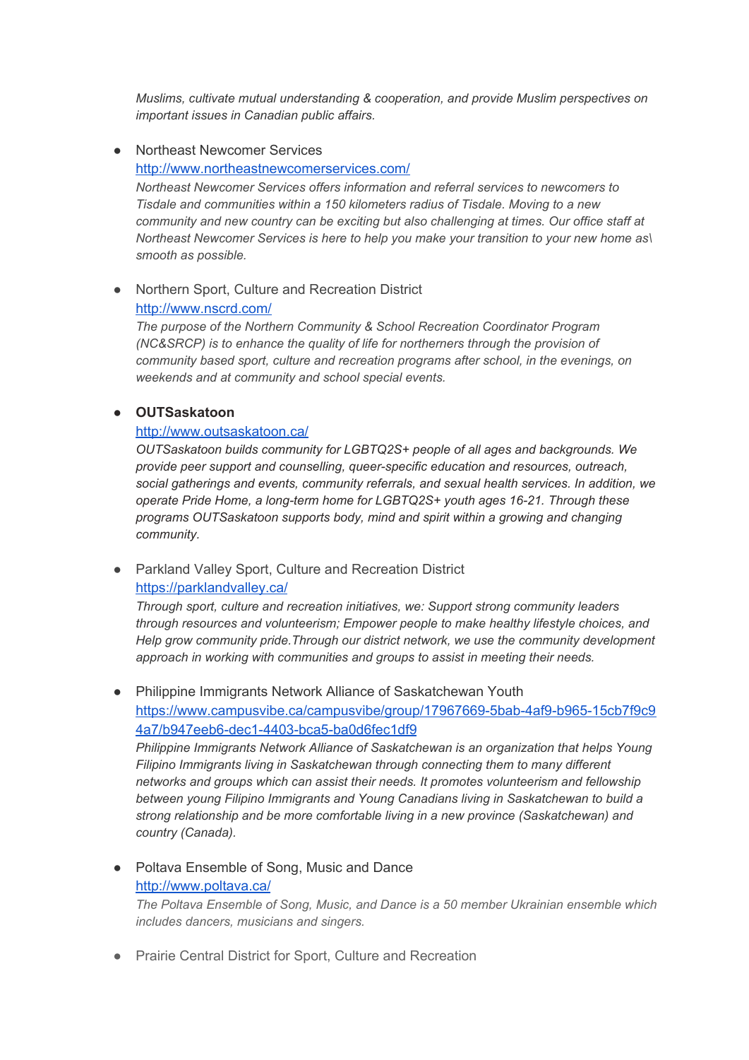*Muslims, cultivate mutual understanding & cooperation, and provide Muslim perspectives on important issues in Canadian public affairs.*

- Northeast Newcomer Services
  [http://www.northeastnewcomerservices.com/](http://www.northeastnewcomerservices.com/)
  *Northeast Newcomer Services offers information and referral services to newcomers to Tisdale and communities within a 150 kilometers radius of Tisdale. Moving to a new community and new country can be exciting but also challenging at times. Our office staff at Northeast Newcomer Services is here to help you make your transition to your new home as\ smooth as possible.*

- Northern Sport, Culture and Recreation District
  [http://www.nscrd.com/](http://www.nscrd.com/)
  *The purpose of the Northern Community & School Recreation Coordinator Program (NC&SRCP) is to enhance the quality of life for northerners through the provision of community based sport, culture and recreation programs after school, in the evenings, on weekends and at community and school special events.*

- **OUTSaskatoon**
  [http://www.outsaskatoon.ca/](http://www.outsaskatoon.ca/)
  *OUTSaskatoon builds community for LGBTQ2S+ people of all ages and backgrounds. We provide peer support and counselling, queer-specific education and resources, outreach, social gatherings and events, community referrals, and sexual health services. In addition, we operate Pride Home, a long-term home for LGBTQ2S+ youth ages 16-21. Through these programs OUTSaskatoon supports body, mind and spirit within a growing and changing community.*

- Parkland Valley Sport, Culture and Recreation District
  [https://parklandvalley.ca/](https://parklandvalley.ca/)
  *Through sport, culture and recreation initiatives, we: Support strong community leaders through resources and volunteerism; Empower people to make healthy lifestyle choices, and Help grow community pride.Through our district network, we use the community development approach in working with communities and groups to assist in meeting their needs.*

- Philippine Immigrants Network Alliance of Saskatchewan Youth
  [https://www.campusvibe.ca/campusvibe/group/17967669-5bab-4af9-b965-15cb7f9c94a7/b947eeb6-dec1-4403-bca5-ba0d6fec1df9](https://www.campusvibe.ca/campusvibe/group/17967669-5bab-4af9-b965-15cb7f9c94a7/b947eeb6-dec1-4403-bca5-ba0d6fec1df9)
  *Philippine Immigrants Network Alliance of Saskatchewan is an organization that helps Young Filipino Immigrants living in Saskatchewan through connecting them to many different networks and groups which can assist their needs. It promotes volunteerism and fellowship between young Filipino Immigrants and Young Canadians living in Saskatchewan to build a strong relationship and be more comfortable living in a new province (Saskatchewan) and country (Canada).*

- Poltava Ensemble of Song, Music and Dance
  [http://www.poltava.ca/](http://www.poltava.ca/)
  *The Poltava Ensemble of Song, Music, and Dance is a 50 member Ukrainian ensemble which includes dancers, musicians and singers.*

- Prairie Central District for Sport, Culture and Recreation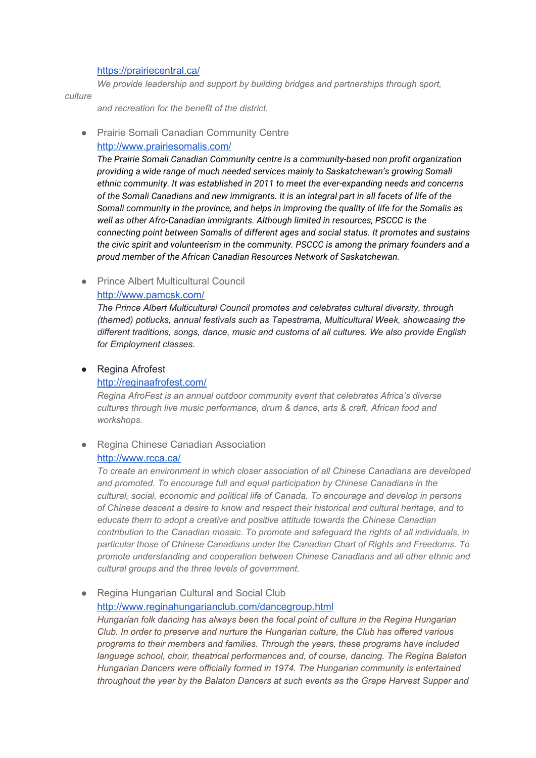https://prairiecentral.ca/

*We provide leadership and support by building bridges and partnerships through sport, culture and recreation for the benefit of the district.*

- Prairie Somali Canadian Community Centre
  http://www.prairiesomalis.com/
  *The Prairie Somali Canadian Community centre is a community-based non profit organization providing a wide range of much needed services mainly to Saskatchewan's growing Somali ethnic community. It was established in 2011 to meet the ever-expanding needs and concerns of the Somali Canadians and new immigrants. It is an integral part in all facets of life of the Somali community in the province, and helps in improving the quality of life for the Somalis as well as other Afro-Canadian immigrants. Although limited in resources, PSCCC is the connecting point between Somalis of different ages and social status. It promotes and sustains the civic spirit and volunteerism in the community. PSCCC is among the primary founders and a proud member of the African Canadian Resources Network of Saskatchewan.*

- Prince Albert Multicultural Council
  http://www.pamcsk.com/
  *The Prince Albert Multicultural Council promotes and celebrates cultural diversity, through (themed) potlucks, annual festivals such as Tapestrama, Multicultural Week, showcasing the different traditions, songs, dance, music and customs of all cultures. We also provide English for Employment classes.*

- Regina Afrofest
  http://reginaafrofest.com/
  *Regina AfroFest is an annual outdoor community event that celebrates Africa's diverse cultures through live music performance, drum & dance, arts & craft, African food and workshops.*

- Regina Chinese Canadian Association
  http://www.rcca.ca/
  *To create an environment in which closer association of all Chinese Canadians are developed and promoted. To encourage full and equal participation by Chinese Canadians in the cultural, social, economic and political life of Canada. To encourage and develop in persons of Chinese descent a desire to know and respect their historical and cultural heritage, and to educate them to adopt a creative and positive attitude towards the Chinese Canadian contribution to the Canadian mosaic. To promote and safeguard the rights of all individuals, in particular those of Chinese Canadians under the Canadian Chart of Rights and Freedoms. To promote understanding and cooperation between Chinese Canadians and all other ethnic and cultural groups and the three levels of government.*

- Regina Hungarian Cultural and Social Club
  http://www.reginahungarianclub.com/dancegroup.html
  *Hungarian folk dancing has always been the focal point of culture in the Regina Hungarian Club. In order to preserve and nurture the Hungarian culture, the Club has offered various programs to their members and families. Through the years, these programs have included language school, choir, theatrical performances and, of course, dancing. The Regina Balaton Hungarian Dancers were officially formed in 1974. The Hungarian community is entertained throughout the year by the Balaton Dancers at such events as the Grape Harvest Supper and*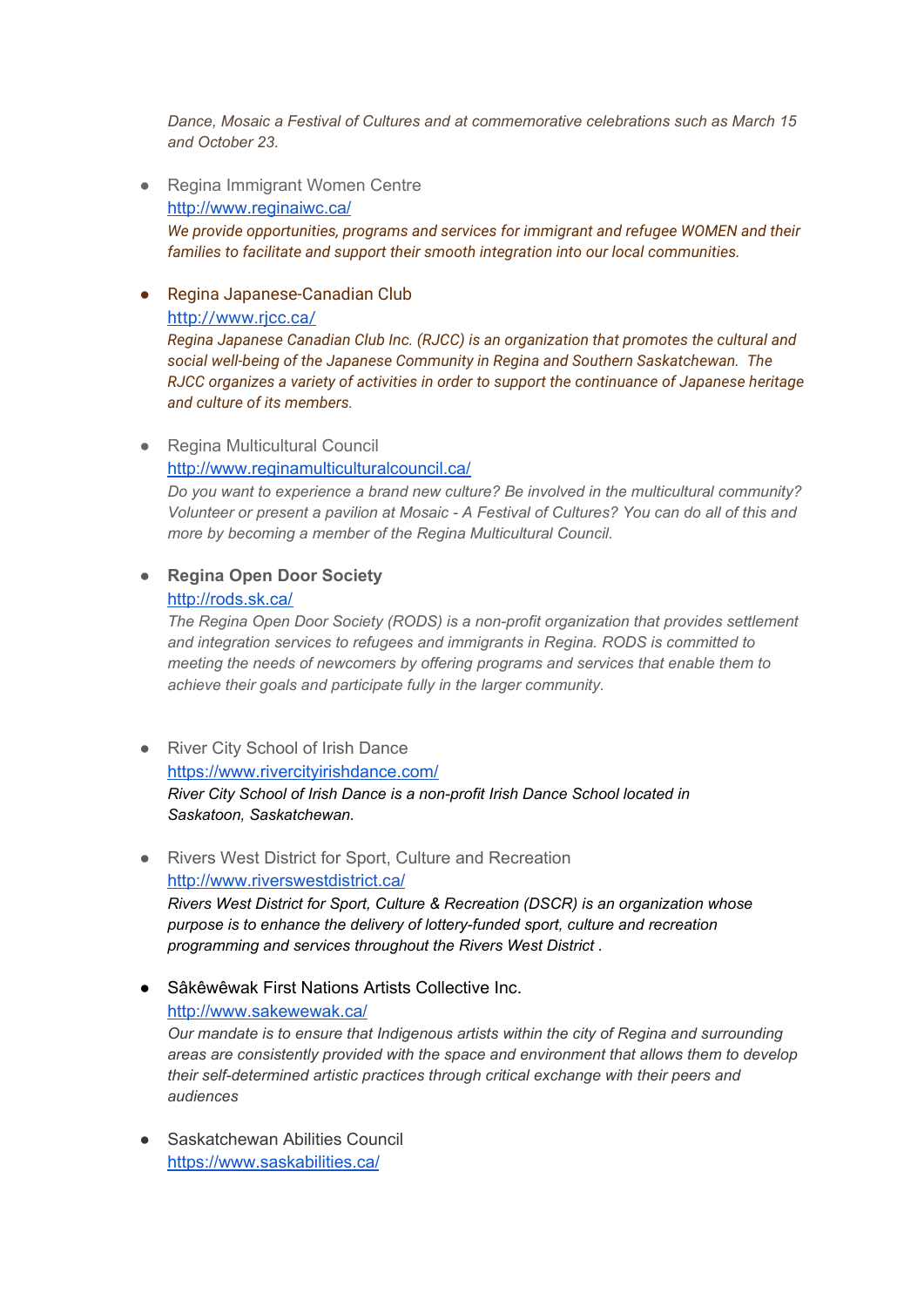*Dance, Mosaic a Festival of Cultures and at commemorative celebrations such as March 15 and October 23.*

- Regina Immigrant Women Centre
  http://www.reginaiwc.ca/
  *We provide opportunities, programs and services for immigrant and refugee WOMEN and their families to facilitate and support their smooth integration into our local communities.*

- Regina Japanese-Canadian Club
  http://www.rjcc.ca/
  *Regina Japanese Canadian Club Inc. (RJCC) is an organization that promotes the cultural and social well-being of the Japanese Community in Regina and Southern Saskatchewan. The RJCC organizes a variety of activities in order to support the continuance of Japanese heritage and culture of its members.*

- Regina Multicultural Council
  http://www.reginamulticulturalcouncil.ca/
  *Do you want to experience a brand new culture? Be involved in the multicultural community? Volunteer or present a pavilion at Mosaic - A Festival of Cultures? You can do all of this and more by becoming a member of the Regina Multicultural Council.*

- **Regina Open Door Society**
  http://rods.sk.ca/
  *The Regina Open Door Society (RODS) is a non-profit organization that provides settlement and integration services to refugees and immigrants in Regina. RODS is committed to meeting the needs of newcomers by offering programs and services that enable them to achieve their goals and participate fully in the larger community.*

- River City School of Irish Dance
  https://www.rivercityirishdance.com/
  *River City School of Irish Dance is a non-profit Irish Dance School located in Saskatoon, Saskatchewan.*

- Rivers West District for Sport, Culture and Recreation
  http://www.riverswestdistrict.ca/
  *Rivers West District for Sport, Culture & Recreation (DSCR) is an organization whose purpose is to enhance the delivery of lottery-funded sport, culture and recreation programming and services throughout the Rivers West District .*

- Sâkêwêwak First Nations Artists Collective Inc.
  http://www.sakewewak.ca/
  *Our mandate is to ensure that Indigenous artists within the city of Regina and surrounding areas are consistently provided with the space and environment that allows them to develop their self-determined artistic practices through critical exchange with their peers and audiences*

- Saskatchewan Abilities Council
  https://www.saskabilities.ca/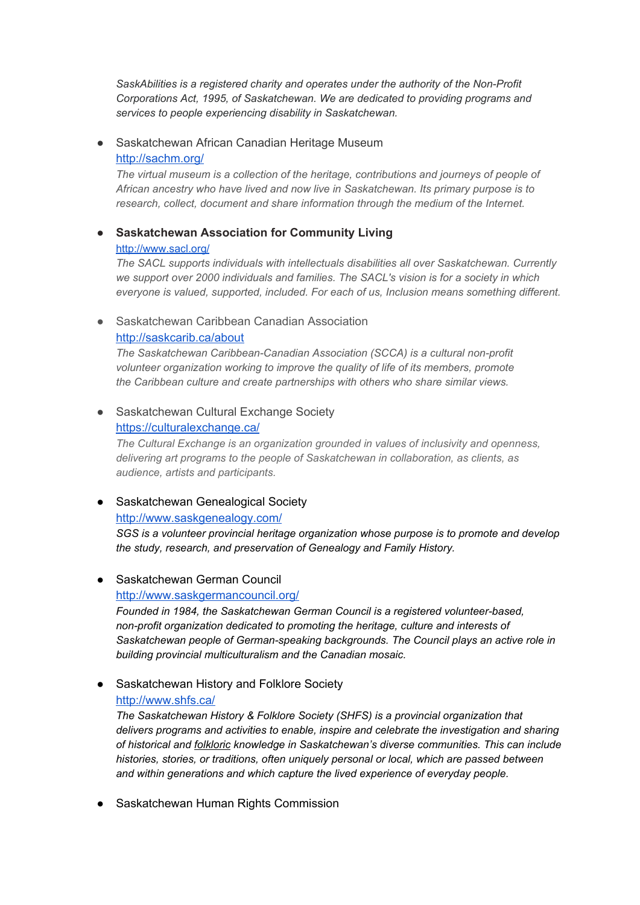*SaskAbilities is a registered charity and operates under the authority of the Non-Profit Corporations Act, 1995, of Saskatchewan. We are dedicated to providing programs and services to people experiencing disability in Saskatchewan.*

- Saskatchewan African Canadian Heritage Museum
  http://sachm.org/
  *The virtual museum is a collection of the heritage, contributions and journeys of people of African ancestry who have lived and now live in Saskatchewan. Its primary purpose is to research, collect, document and share information through the medium of the Internet.*

- **Saskatchewan Association for Community Living**
  http://www.sacl.org/
  *The SACL supports individuals with intellectuals disabilities all over Saskatchewan. Currently we support over 2000 individuals and families. The SACL's vision is for a society in which everyone is valued, supported, included. For each of us, Inclusion means something different.*

- Saskatchewan Caribbean Canadian Association
  http://saskcarib.ca/about
  *The Saskatchewan Caribbean-Canadian Association (SCCA) is a cultural non-profit volunteer organization working to improve the quality of life of its members, promote the Caribbean culture and create partnerships with others who share similar views.*

- Saskatchewan Cultural Exchange Society
  https://culturalexchange.ca/
  *The Cultural Exchange is an organization grounded in values of inclusivity and openness, delivering art programs to the people of Saskatchewan in collaboration, as clients, as audience, artists and participants.*

- Saskatchewan Genealogical Society
  http://www.saskgenealogy.com/
  *SGS is a volunteer provincial heritage organization whose purpose is to promote and develop the study, research, and preservation of Genealogy and Family History.*

- Saskatchewan German Council
  http://www.saskgermancouncil.org/
  *Founded in 1984, the Saskatchewan German Council is a registered volunteer-based, non-profit organization dedicated to promoting the heritage, culture and interests of Saskatchewan people of German-speaking backgrounds. The Council plays an active role in building provincial multiculturalism and the Canadian mosaic.*

- Saskatchewan History and Folklore Society
  http://www.shfs.ca/
  *The Saskatchewan History & Folklore Society (SHFS) is a provincial organization that delivers programs and activities to enable, inspire and celebrate the investigation and sharing of historical and folkloric knowledge in Saskatchewan's diverse communities. This can include histories, stories, or traditions, often uniquely personal or local, which are passed between and within generations and which capture the lived experience of everyday people.*

- Saskatchewan Human Rights Commission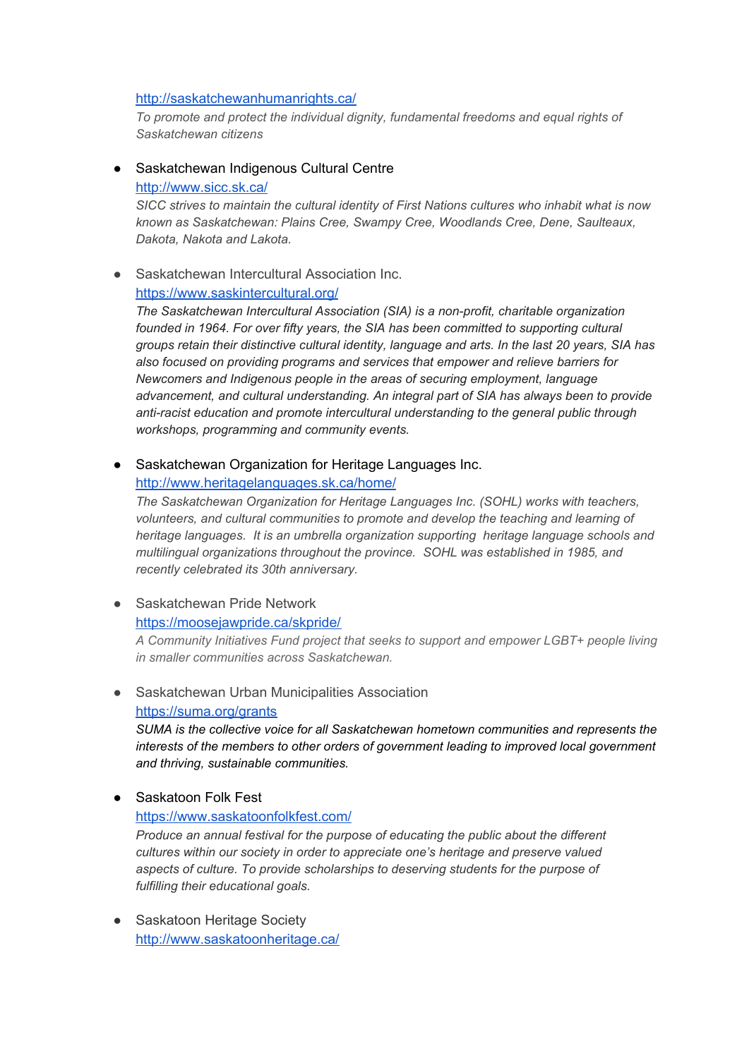[http://saskatchewanhumanrights.ca/](http://saskatchewanhumanrights.ca/)
*To promote and protect the individual dignity, fundamental freedoms and equal rights of Saskatchewan citizens*

- Saskatchewan Indigenous Cultural Centre
  [http://www.sicc.sk.ca/](http://www.sicc.sk.ca/)
  *SICC strives to maintain the cultural identity of First Nations cultures who inhabit what is now known as Saskatchewan: Plains Cree, Swampy Cree, Woodlands Cree, Dene, Saulteaux, Dakota, Nakota and Lakota.*

- Saskatchewan Intercultural Association Inc.
  [https://www.saskintercultural.org/](https://www.saskintercultural.org/)
  *The Saskatchewan Intercultural Association (SIA) is a non-profit, charitable organization founded in 1964. For over fifty years, the SIA has been committed to supporting cultural groups retain their distinctive cultural identity, language and arts. In the last 20 years, SIA has also focused on providing programs and services that empower and relieve barriers for Newcomers and Indigenous people in the areas of securing employment, language advancement, and cultural understanding. An integral part of SIA has always been to provide anti-racist education and promote intercultural understanding to the general public through workshops, programming and community events.*

- Saskatchewan Organization for Heritage Languages Inc.
  [http://www.heritagelanguages.sk.ca/home/](http://www.heritagelanguages.sk.ca/home/)
  *The Saskatchewan Organization for Heritage Languages Inc. (SOHL) works with teachers, volunteers, and cultural communities to promote and develop the teaching and learning of heritage languages. It is an umbrella organization supporting heritage language schools and multilingual organizations throughout the province. SOHL was established in 1985, and recently celebrated its 30th anniversary.*

- Saskatchewan Pride Network
  [https://moosejawpride.ca/skpride/](https://moosejawpride.ca/skpride/)
  *A Community Initiatives Fund project that seeks to support and empower LGBT+ people living in smaller communities across Saskatchewan.*

- Saskatchewan Urban Municipalities Association
  [https://suma.org/grants](https://suma.org/grants)
  *SUMA is the collective voice for all Saskatchewan hometown communities and represents the interests of the members to other orders of government leading to improved local government and thriving, sustainable communities.*

- Saskatoon Folk Fest
  [https://www.saskatoonfolkfest.com/](https://www.saskatoonfolkfest.com/)
  *Produce an annual festival for the purpose of educating the public about the different cultures within our society in order to appreciate one's heritage and preserve valued aspects of culture. To provide scholarships to deserving students for the purpose of fulfilling their educational goals.*

- Saskatoon Heritage Society
  [http://www.saskatoonheritage.ca/](http://www.saskatoonheritage.ca/)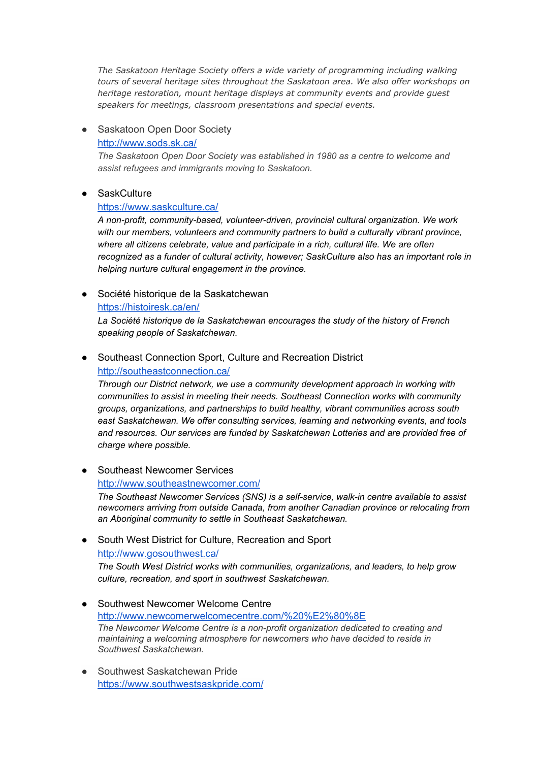*The Saskatoon Heritage Society offers a wide variety of programming including walking tours of several heritage sites throughout the Saskatoon area. We also offer workshops on heritage restoration, mount heritage displays at community events and provide guest speakers for meetings, classroom presentations and special events.*

- Saskatoon Open Door Society
  [http://www.sods.sk.ca/](http://www.sods.sk.ca/)
  *The Saskatoon Open Door Society was established in 1980 as a centre to welcome and assist refugees and immigrants moving to Saskatoon.*

- SaskCulture
  [https://www.saskculture.ca/](https://www.saskculture.ca/)
  *A non-profit, community-based, volunteer-driven, provincial cultural organization. We work with our members, volunteers and community partners to build a culturally vibrant province, where all citizens celebrate, value and participate in a rich, cultural life. We are often recognized as a funder of cultural activity, however; SaskCulture also has an important role in helping nurture cultural engagement in the province.*

- Société historique de la Saskatchewan
  [https://histoiresk.ca/en/](https://histoiresk.ca/en/)
  *La Société historique de la Saskatchewan encourages the study of the history of French speaking people of Saskatchewan.*

- Southeast Connection Sport, Culture and Recreation District
  [http://southeastconnection.ca/](http://southeastconnection.ca/)
  *Through our District network, we use a community development approach in working with communities to assist in meeting their needs. Southeast Connection works with community groups, organizations, and partnerships to build healthy, vibrant communities across south east Saskatchewan. We offer consulting services, learning and networking events, and tools and resources. Our services are funded by Saskatchewan Lotteries and are provided free of charge where possible.*

- Southeast Newcomer Services
  [http://www.southeastnewcomer.com/](http://www.southeastnewcomer.com/)
  *The Southeast Newcomer Services (SNS) is a self-service, walk-in centre available to assist newcomers arriving from outside Canada, from another Canadian province or relocating from an Aboriginal community to settle in Southeast Saskatchewan.*

- South West District for Culture, Recreation and Sport
  [http://www.gosouthwest.ca/](http://www.gosouthwest.ca/)
  *The South West District works with communities, organizations, and leaders, to help grow culture, recreation, and sport in southwest Saskatchewan.*

- Southwest Newcomer Welcome Centre
  [http://www.newcomerwelcomecentre.com/%20%E2%80%8E](http://www.newcomerwelcomecentre.com/%20%E2%80%8E)
  *The Newcomer Welcome Centre is a non-profit organization dedicated to creating and maintaining a welcoming atmosphere for newcomers who have decided to reside in Southwest Saskatchewan.*

- Southwest Saskatchewan Pride
  [https://www.southwestsaskpride.com/](https://www.southwestsaskpride.com/)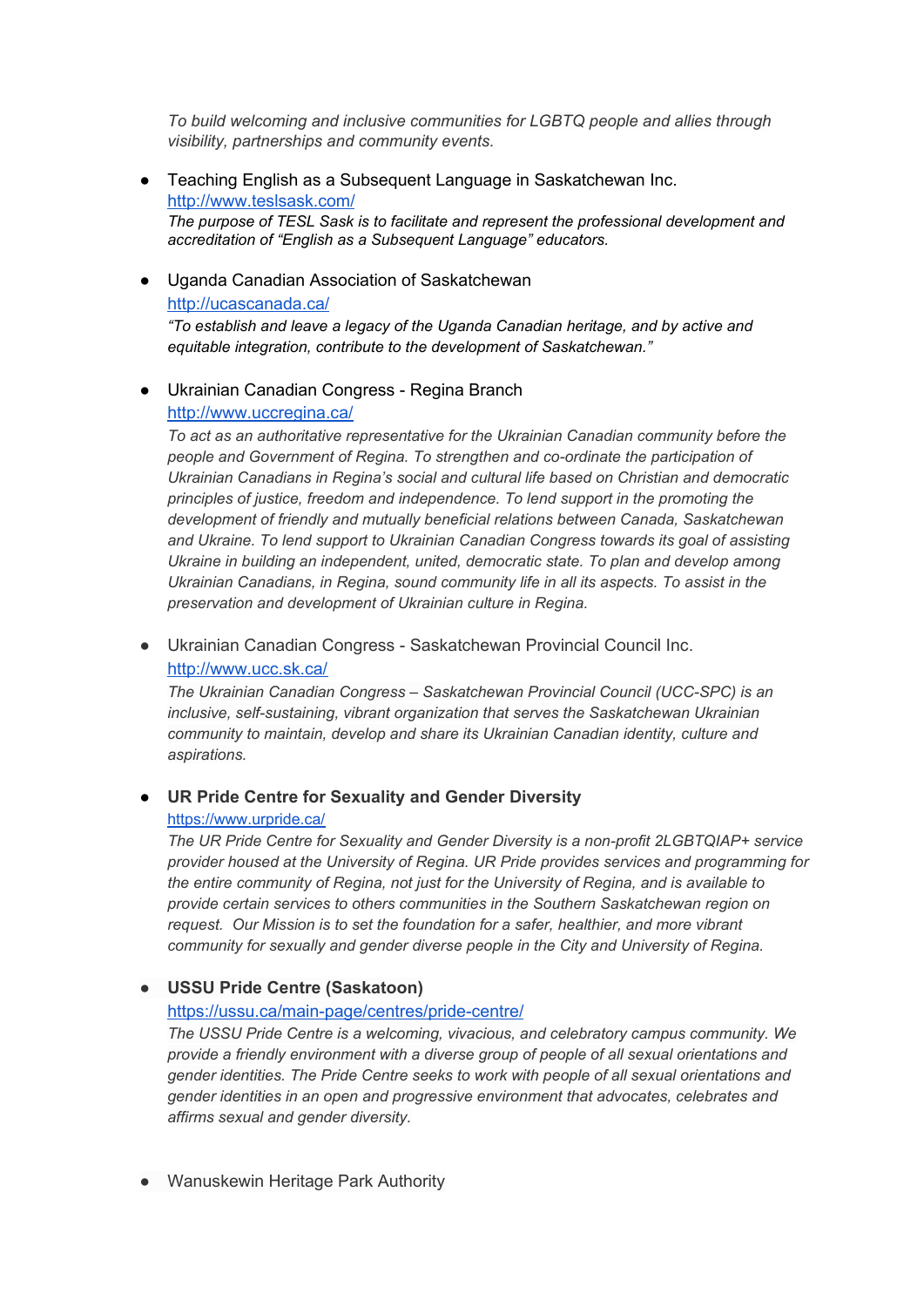*To build welcoming and inclusive communities for LGBTQ people and allies through visibility, partnerships and community events.*

- Teaching English as a Subsequent Language in Saskatchewan Inc.
  http://www.teslsask.com/
  *The purpose of TESL Sask is to facilitate and represent the professional development and accreditation of "English as a Subsequent Language" educators.*

- Uganda Canadian Association of Saskatchewan
  http://ucascanada.ca/
  *"To establish and leave a legacy of the Uganda Canadian heritage, and by active and equitable integration, contribute to the development of Saskatchewan."*

- Ukrainian Canadian Congress - Regina Branch
  http://www.uccregina.ca/
  *To act as an authoritative representative for the Ukrainian Canadian community before the people and Government of Regina. To strengthen and co-ordinate the participation of Ukrainian Canadians in Regina's social and cultural life based on Christian and democratic principles of justice, freedom and independence. To lend support in the promoting the development of friendly and mutually beneficial relations between Canada, Saskatchewan and Ukraine. To lend support to Ukrainian Canadian Congress towards its goal of assisting Ukraine in building an independent, united, democratic state. To plan and develop among Ukrainian Canadians, in Regina, sound community life in all its aspects. To assist in the preservation and development of Ukrainian culture in Regina.*

- Ukrainian Canadian Congress - Saskatchewan Provincial Council Inc.
  http://www.ucc.sk.ca/
  *The Ukrainian Canadian Congress – Saskatchewan Provincial Council (UCC-SPC) is an inclusive, self-sustaining, vibrant organization that serves the Saskatchewan Ukrainian community to maintain, develop and share its Ukrainian Canadian identity, culture and aspirations.*

- **UR Pride Centre for Sexuality and Gender Diversity**
  https://www.urpride.ca/
  *The UR Pride Centre for Sexuality and Gender Diversity is a non-profit 2LGBTQIAP+ service provider housed at the University of Regina. UR Pride provides services and programming for the entire community of Regina, not just for the University of Regina, and is available to provide certain services to others communities in the Southern Saskatchewan region on request. Our Mission is to set the foundation for a safer, healthier, and more vibrant community for sexually and gender diverse people in the City and University of Regina.*

- **USSU Pride Centre (Saskatoon)**
  https://ussu.ca/main-page/centres/pride-centre/
  *The USSU Pride Centre is a welcoming, vivacious, and celebratory campus community. We provide a friendly environment with a diverse group of people of all sexual orientations and gender identities. The Pride Centre seeks to work with people of all sexual orientations and gender identities in an open and progressive environment that advocates, celebrates and affirms sexual and gender diversity.*

- Wanuskewin Heritage Park Authority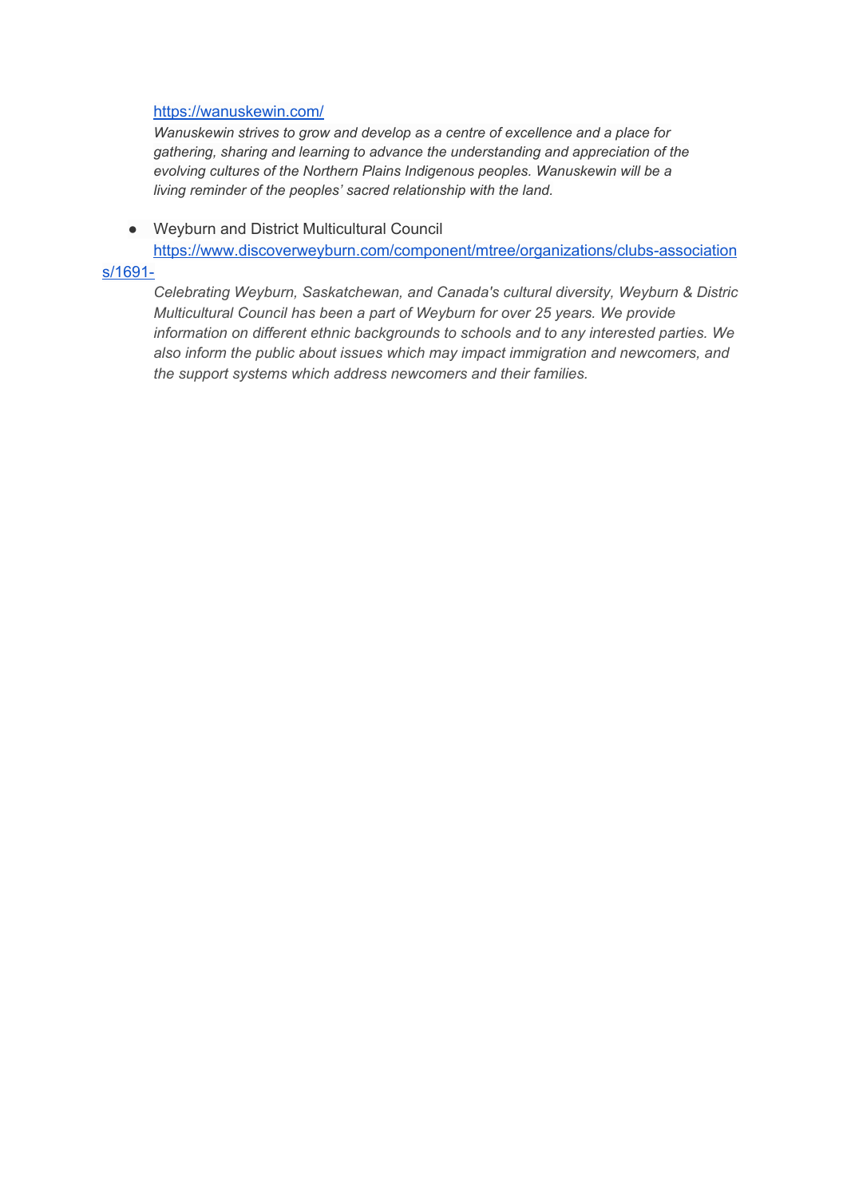https://wanuskewin.com/

*Wanuskewin strives to grow and develop as a centre of excellence and a place for gathering, sharing and learning to advance the understanding and appreciation of the evolving cultures of the Northern Plains Indigenous peoples. Wanuskewin will be a living reminder of the peoples' sacred relationship with the land.*

- Weyburn and District Multicultural Council
  https://www.discoverweyburn.com/component/mtree/organizations/clubs-associations/1691-

  *Celebrating Weyburn, Saskatchewan, and Canada's cultural diversity, Weyburn & Distric Multicultural Council has been a part of Weyburn for over 25 years. We provide information on different ethnic backgrounds to schools and to any interested parties. We also inform the public about issues which may impact immigration and newcomers, and the support systems which address newcomers and their families.*